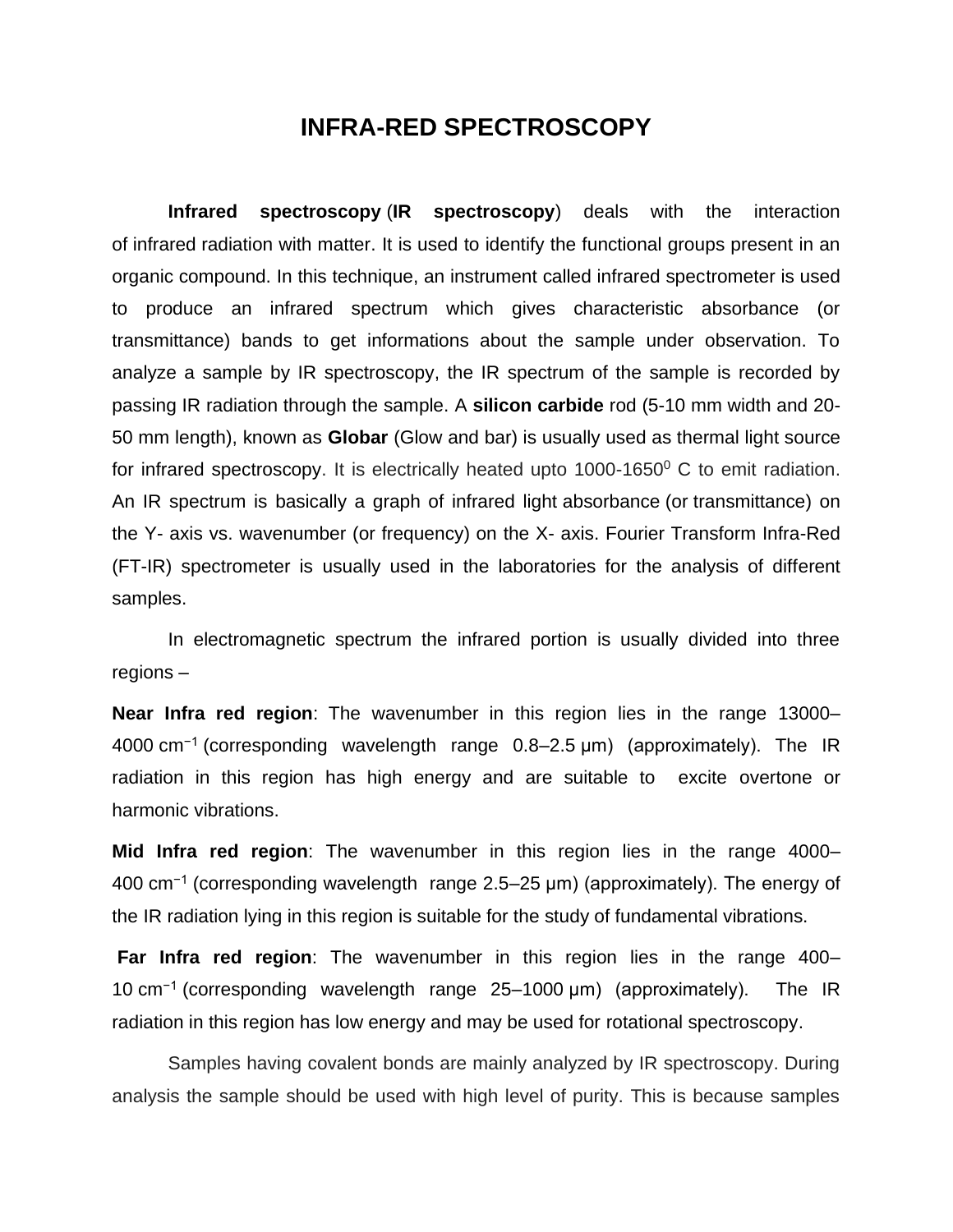# INFRA-RED SPECTROSCOPY

**Infrared spectroscopy** (**IR spectroscopy**) deals with the interaction of infrared radiation with matter. It is used to identify the functional groups present in an organic compound. In this technique, an instrument called infrared spectrometer is used to produce an infrared spectrum which gives characteristic absorbance (or transmittance) bands to get informations about the sample under observation. To analyze a sample by IR spectroscopy, the IR spectrum of the sample is recorded by passing IR radiation through the sample. A **silicon carbide** rod (5-10 mm width and 20-50 mm length), known as **Globar** (Glow and bar) is usually used as thermal light source for infrared spectroscopy. It is electrically heated upto 1000-1650$^0$ C to emit radiation. An IR spectrum is basically a graph of infrared light absorbance (or transmittance) on the Y- axis vs. wavenumber (or frequency) on the X- axis. Fourier Transform Infra-Red (FT-IR) spectrometer is usually used in the laboratories for the analysis of different samples.

In electromagnetic spectrum the infrared portion is usually divided into three regions –

**Near Infra red region**: The wavenumber in this region lies in the range 13000–4000 cm$^{-1}$ (corresponding wavelength range 0.8–2.5 μm) (approximately). The IR radiation in this region has high energy and are suitable to excite overtone or harmonic vibrations.

**Mid Infra red region**: The wavenumber in this region lies in the range 4000–400 cm$^{-1}$ (corresponding wavelength range 2.5–25 μm) (approximately). The energy of the IR radiation lying in this region is suitable for the study of fundamental vibrations.

**Far Infra red region**: The wavenumber in this region lies in the range 400–10 cm$^{-1}$ (corresponding wavelength range 25–1000 μm) (approximately). The IR radiation in this region has low energy and may be used for rotational spectroscopy.

Samples having covalent bonds are mainly analyzed by IR spectroscopy. During analysis the sample should be used with high level of purity. This is because samples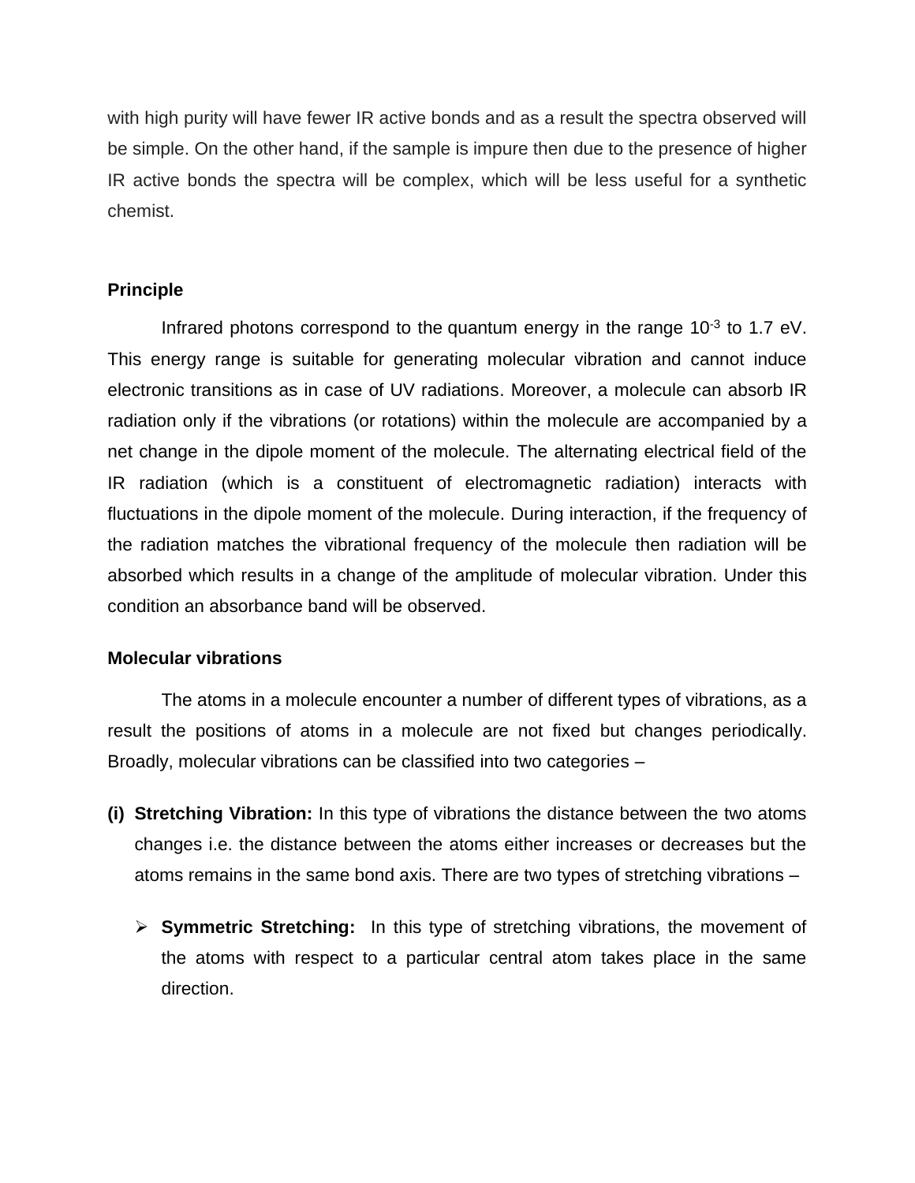with high purity will have fewer IR active bonds and as a result the spectra observed will be simple. On the other hand, if the sample is impure then due to the presence of higher IR active bonds the spectra will be complex, which will be less useful for a synthetic chemist.

**Principle**

Infrared photons correspond to the quantum energy in the range $10^{-3}$ to 1.7 eV. This energy range is suitable for generating molecular vibration and cannot induce electronic transitions as in case of UV radiations. Moreover, a molecule can absorb IR radiation only if the vibrations (or rotations) within the molecule are accompanied by a net change in the dipole moment of the molecule. The alternating electrical field of the IR radiation (which is a constituent of electromagnetic radiation) interacts with fluctuations in the dipole moment of the molecule. During interaction, if the frequency of the radiation matches the vibrational frequency of the molecule then radiation will be absorbed which results in a change of the amplitude of molecular vibration. Under this condition an absorbance band will be observed.

**Molecular vibrations**

The atoms in a molecule encounter a number of different types of vibrations, as a result the positions of atoms in a molecule are not fixed but changes periodically. Broadly, molecular vibrations can be classified into two categories –

**(i) Stretching Vibration:** In this type of vibrations the distance between the two atoms changes i.e. the distance between the atoms either increases or decreases but the atoms remains in the same bond axis. There are two types of stretching vibrations –

- **Symmetric Stretching:** In this type of stretching vibrations, the movement of the atoms with respect to a particular central atom takes place in the same direction.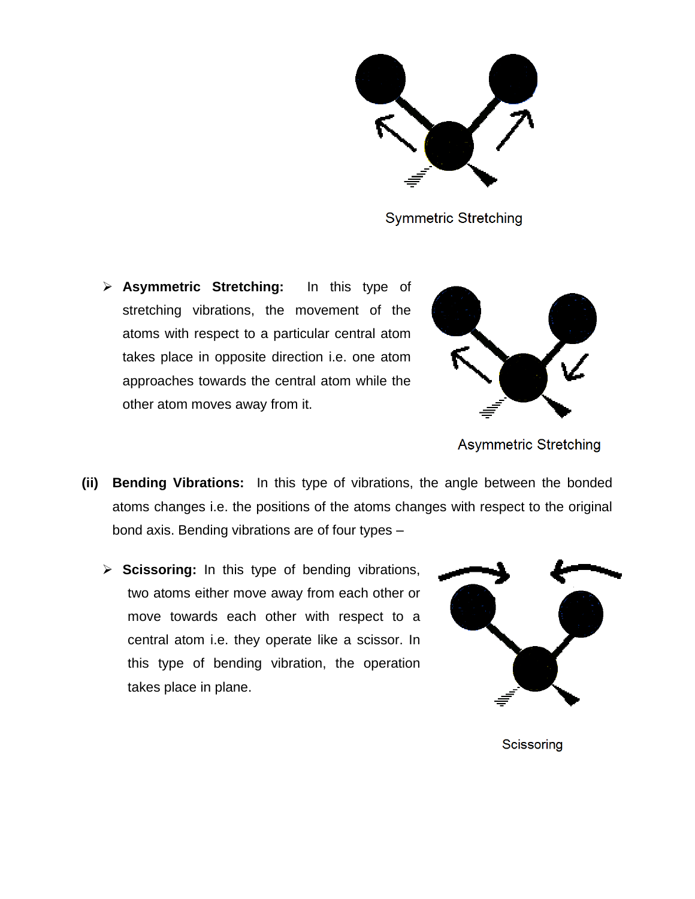Symmetric Stretching

- **Asymmetric Stretching:** In this type of stretching vibrations, the movement of the atoms with respect to a particular central atom takes place in opposite direction i.e. one atom approaches towards the central atom while the other atom moves away from it.

Asymmetric Stretching

**(ii) Bending Vibrations:** In this type of vibrations, the angle between the bonded atoms changes i.e. the positions of the atoms changes with respect to the original bond axis. Bending vibrations are of four types –

- **Scissoring:** In this type of bending vibrations, two atoms either move away from each other or move towards each other with respect to a central atom i.e. they operate like a scissor. In this type of bending vibration, the operation takes place in plane.

Scissoring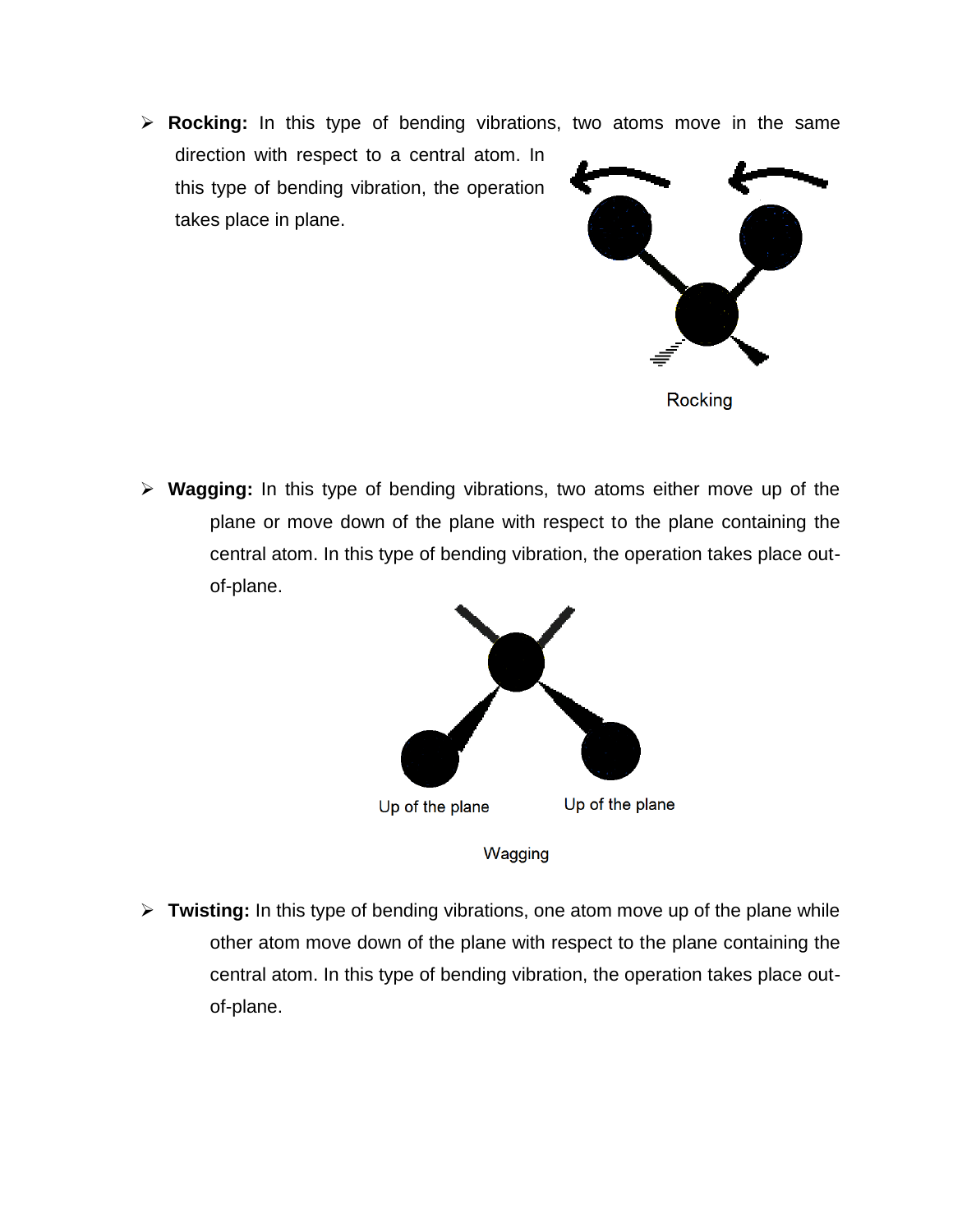- **Rocking:** In this type of bending vibrations, two atoms move in the same direction with respect to a central atom. In this type of bending vibration, the operation takes place in plane.

Rocking

- **Wagging:** In this type of bending vibrations, two atoms either move up of the plane or move down of the plane with respect to the plane containing the central atom. In this type of bending vibration, the operation takes place out-of-plane.

Up of the plane　　Up of the plane

Wagging

- **Twisting:** In this type of bending vibrations, one atom move up of the plane while other atom move down of the plane with respect to the plane containing the central atom. In this type of bending vibration, the operation takes place out-of-plane.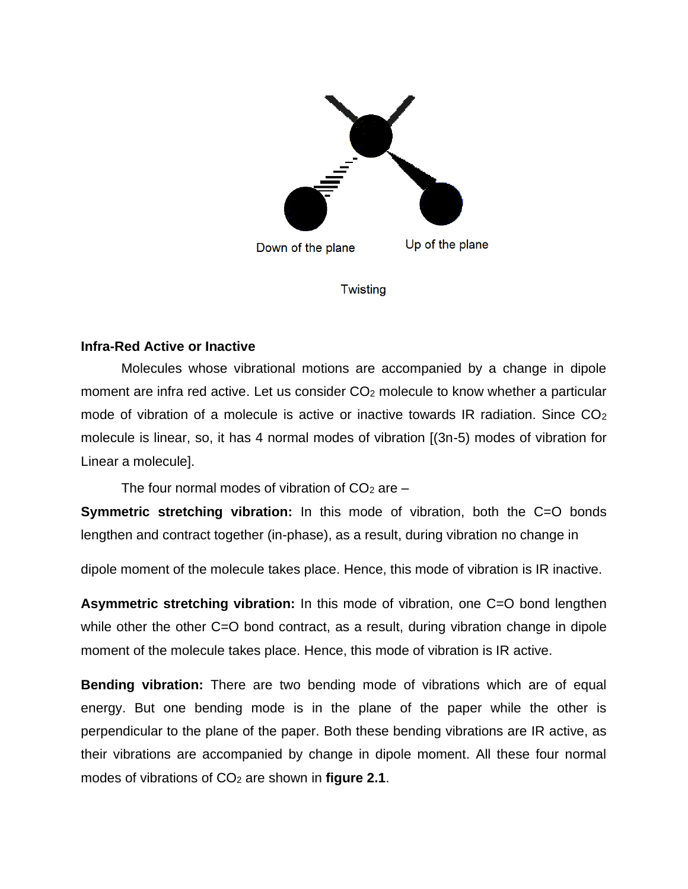Down of the plane

Up of the plane

Twisting

**Infra-Red Active or Inactive**

Molecules whose vibrational motions are accompanied by a change in dipole moment are infra red active. Let us consider $CO_2$ molecule to know whether a particular mode of vibration of a molecule is active or inactive towards IR radiation. Since $CO_2$ molecule is linear, so, it has 4 normal modes of vibration [(3n-5) modes of vibration for Linear a molecule].

The four normal modes of vibration of $CO_2$ are –

**Symmetric stretching vibration:** In this mode of vibration, both the C=O bonds lengthen and contract together (in-phase), as a result, during vibration no change in dipole moment of the molecule takes place. Hence, this mode of vibration is IR inactive.

**Asymmetric stretching vibration:** In this mode of vibration, one C=O bond lengthen while other the other C=O bond contract, as a result, during vibration change in dipole moment of the molecule takes place. Hence, this mode of vibration is IR active.

**Bending vibration:** There are two bending mode of vibrations which are of equal energy. But one bending mode is in the plane of the paper while the other is perpendicular to the plane of the paper. Both these bending vibrations are IR active, as their vibrations are accompanied by change in dipole moment. All these four normal modes of vibrations of $CO_2$ are shown in **figure 2.1**.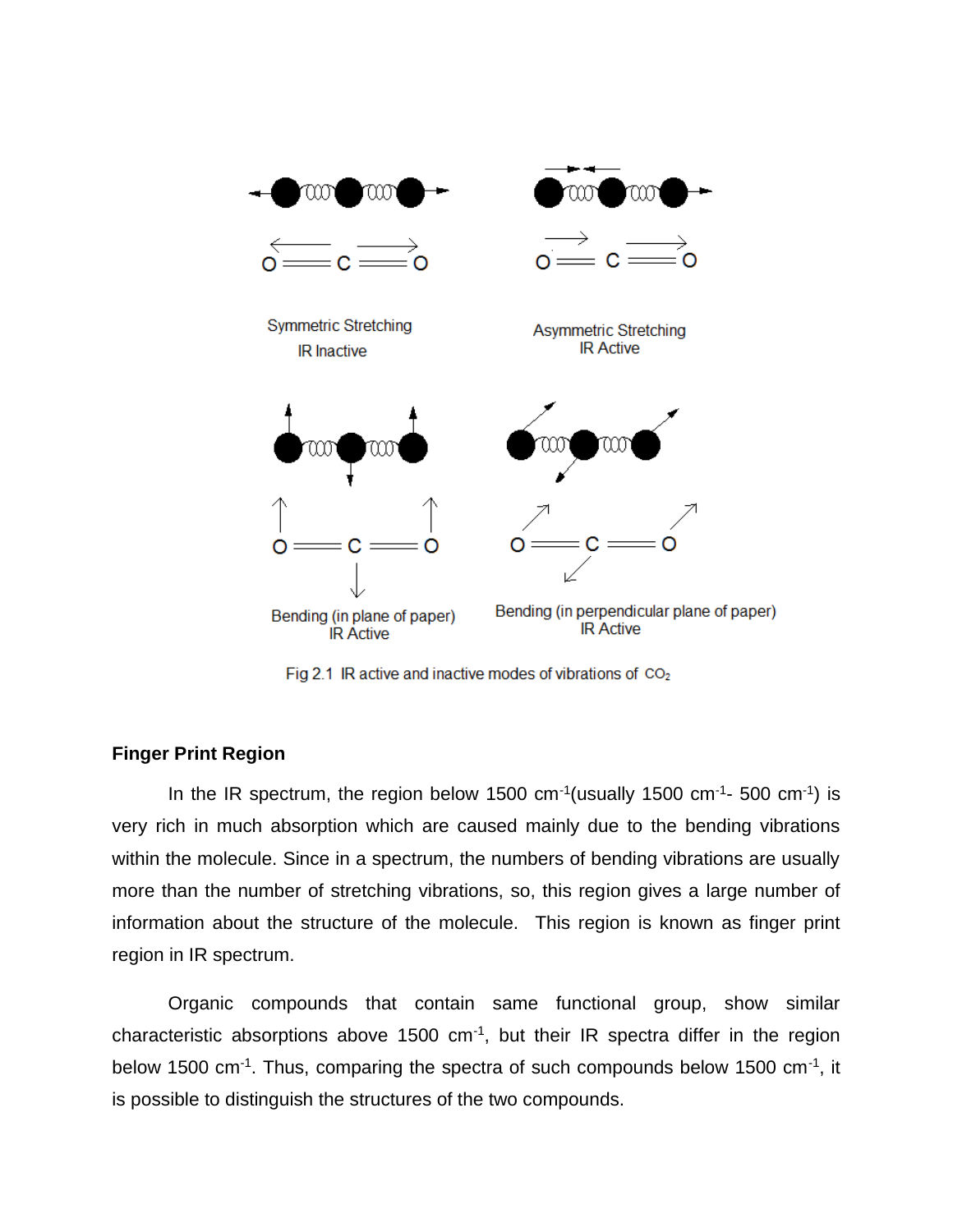Symmetric Stretching
IR Inactive

Asymmetric Stretching
IR Active

Bending (in plane of paper)
IR Active

Bending (in perpendicular plane of paper)
IR Active

Fig 2.1 IR active and inactive modes of vibrations of $CO_2$

### Finger Print Region

In the IR spectrum, the region below 1500 $cm^{-1}$(usually 1500 $cm^{-1}$- 500 $cm^{-1}$) is very rich in much absorption which are caused mainly due to the bending vibrations within the molecule. Since in a spectrum, the numbers of bending vibrations are usually more than the number of stretching vibrations, so, this region gives a large number of information about the structure of the molecule. This region is known as finger print region in IR spectrum.

Organic compounds that contain same functional group, show similar characteristic absorptions above 1500 $cm^{-1}$, but their IR spectra differ in the region below 1500 $cm^{-1}$. Thus, comparing the spectra of such compounds below 1500 $cm^{-1}$, it is possible to distinguish the structures of the two compounds.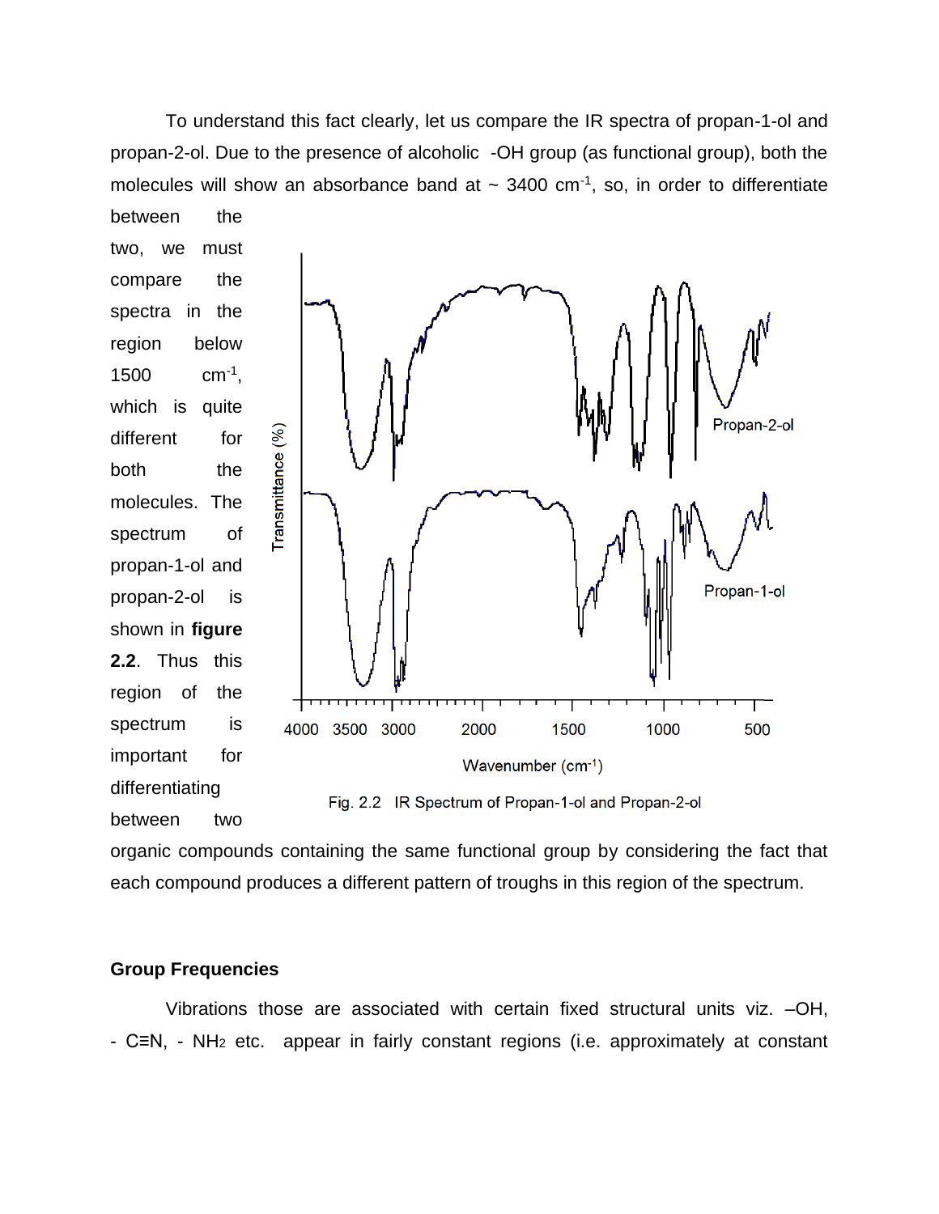To understand this fact clearly, let us compare the IR spectra of propan-1-ol and propan-2-ol. Due to the presence of alcoholic -OH group (as functional group), both the molecules will show an absorbance band at ~ 3400 $cm^{-1}$, so, in order to differentiate between the two, we must compare the spectra in the region below 1500 $cm^{-1}$, which is quite different for both the molecules. The spectrum of propan-1-ol and propan-2-ol is shown in **figure 2.2**. Thus this region of the spectrum is important for differentiating between two organic compounds containing the same functional group by considering the fact that each compound produces a different pattern of troughs in this region of the spectrum.

Fig. 2.2 IR Spectrum of Propan-1-ol and Propan-2-ol

### Group Frequencies

Vibrations those are associated with certain fixed structural units viz. –OH, - C≡N, - $NH_2$ etc. appear in fairly constant regions (i.e. approximately at constant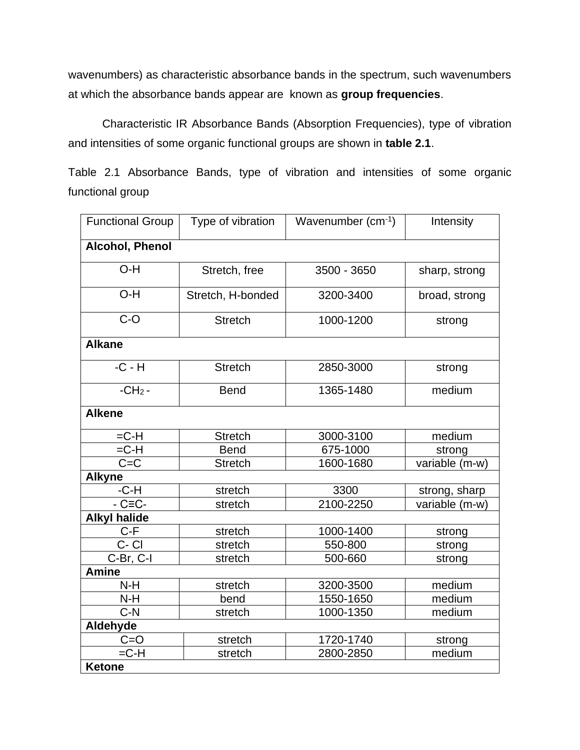wavenumbers) as characteristic absorbance bands in the spectrum, such wavenumbers at which the absorbance bands appear are known as **group frequencies**.

Characteristic IR Absorbance Bands (Absorption Frequencies), type of vibration and intensities of some organic functional groups are shown in **table 2.1**.

Table 2.1 Absorbance Bands, type of vibration and intensities of some organic functional group

| Functional Group | Type of vibration | Wavenumber ($cm^{-1}$) | Intensity |
|---|---|---|---|
| **Alcohol, Phenol** | | | |
| O-H | Stretch, free | 3500 - 3650 | sharp, strong |
| O-H | Stretch, H-bonded | 3200-3400 | broad, strong |
| C-O | Stretch | 1000-1200 | strong |
| **Alkane** | | | |
| -C - H | Stretch | 2850-3000 | strong |
| $-CH_2-$ | Bend | 1365-1480 | medium |
| **Alkene** | | | |
| =C-H | Stretch | 3000-3100 | medium |
| =C-H | Bend | 675-1000 | strong |
| C=C | Stretch | 1600-1680 | variable (m-w) |
| **Alkyne** | | | |
| -C-H | stretch | 3300 | strong, sharp |
| - C≡C- | stretch | 2100-2250 | variable (m-w) |
| **Alkyl halide** | | | |
| C-F | stretch | 1000-1400 | strong |
| C- Cl | stretch | 550-800 | strong |
| C-Br, C-I | stretch | 500-660 | strong |
| **Amine** | | | |
| N-H | stretch | 3200-3500 | medium |
| N-H | bend | 1550-1650 | medium |
| C-N | stretch | 1000-1350 | medium |
| **Aldehyde** | | | |
| C=O | stretch | 1720-1740 | strong |
| =C-H | stretch | 2800-2850 | medium |
| **Ketone** | | | |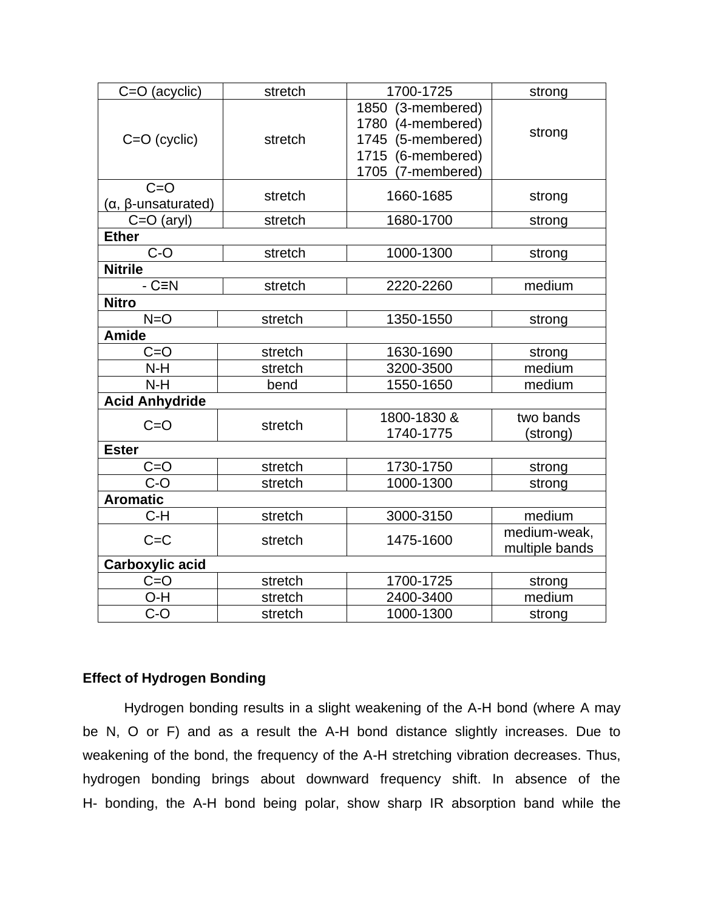| C=O (acyclic) | stretch | 1700-1725 | strong |
|---|---|---|---|
| C=O (cyclic) | stretch | 1850 (3-membered)<br>1780 (4-membered)<br>1745 (5-membered)<br>1715 (6-membered)<br>1705 (7-membered) | strong |
| C=O<br>(α, β-unsaturated) | stretch | 1660-1685 | strong |
| C=O (aryl) | stretch | 1680-1700 | strong |
| **Ether** | | | |
| C-O | stretch | 1000-1300 | strong |
| **Nitrile** | | | |
| - C≡N | stretch | 2220-2260 | medium |
| **Nitro** | | | |
| N=O | stretch | 1350-1550 | strong |
| **Amide** | | | |
| C=O | stretch | 1630-1690 | strong |
| N-H | stretch | 3200-3500 | medium |
| N-H | bend | 1550-1650 | medium |
| **Acid Anhydride** | | | |
| C=O | stretch | 1800-1830 &<br>1740-1775 | two bands<br>(strong) |
| **Ester** | | | |
| C=O | stretch | 1730-1750 | strong |
| C-O | stretch | 1000-1300 | strong |
| **Aromatic** | | | |
| C-H | stretch | 3000-3150 | medium |
| C=C | stretch | 1475-1600 | medium-weak,<br>multiple bands |
| **Carboxylic acid** | | | |
| C=O | stretch | 1700-1725 | strong |
| O-H | stretch | 2400-3400 | medium |
| C-O | stretch | 1000-1300 | strong |

### Effect of Hydrogen Bonding

Hydrogen bonding results in a slight weakening of the A-H bond (where A may be N, O or F) and as a result the A-H bond distance slightly increases. Due to weakening of the bond, the frequency of the A-H stretching vibration decreases. Thus, hydrogen bonding brings about downward frequency shift. In absence of the H- bonding, the A-H bond being polar, show sharp IR absorption band while the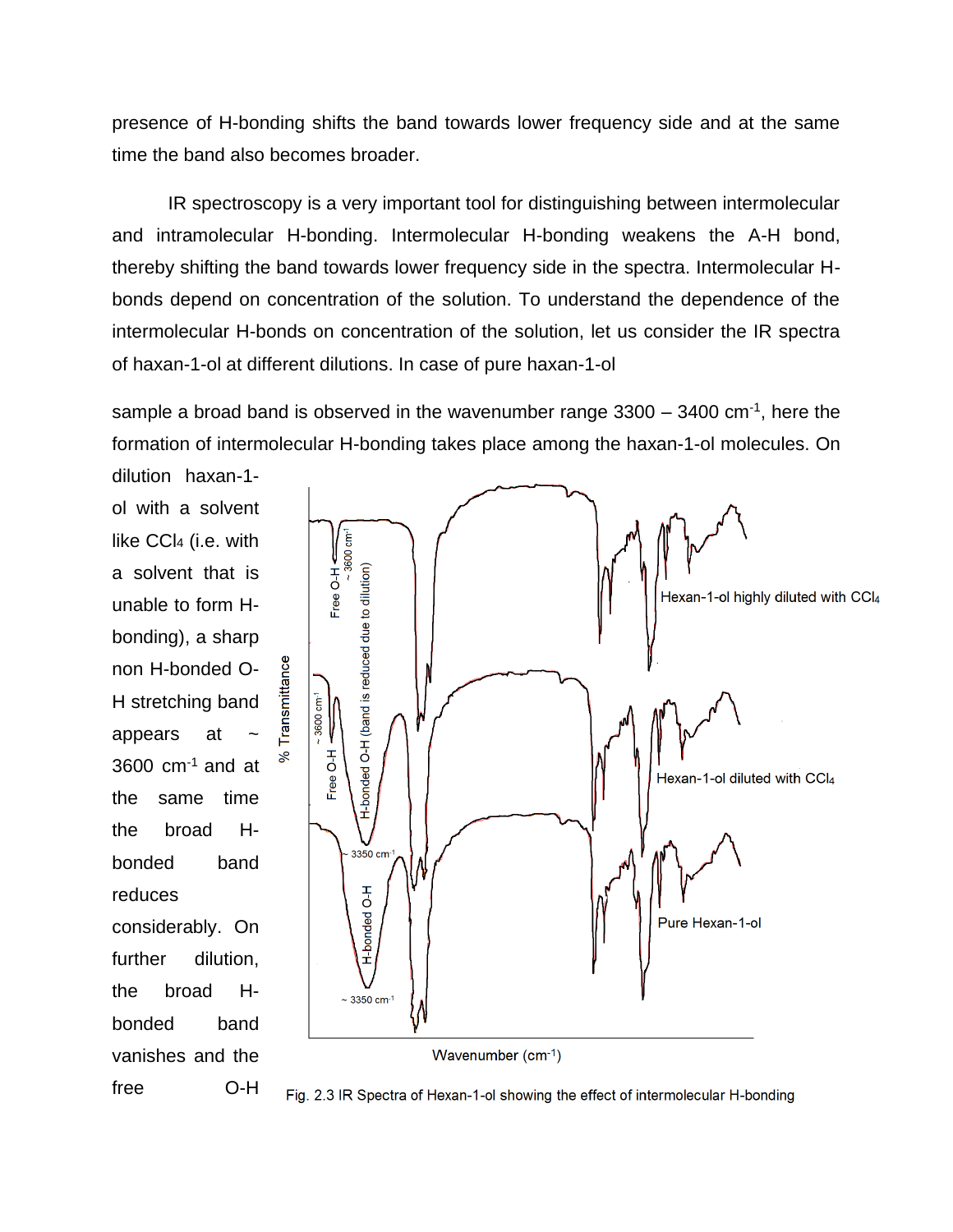presence of H-bonding shifts the band towards lower frequency side and at the same time the band also becomes broader.

IR spectroscopy is a very important tool for distinguishing between intermolecular and intramolecular H-bonding. Intermolecular H-bonding weakens the A-H bond, thereby shifting the band towards lower frequency side in the spectra. Intermolecular H-bonds depend on concentration of the solution. To understand the dependence of the intermolecular H-bonds on concentration of the solution, let us consider the IR spectra of haxan-1-ol at different dilutions. In case of pure haxan-1-ol sample a broad band is observed in the wavenumber range 3300 – 3400 $cm^{-1}$, here the formation of intermolecular H-bonding takes place among the haxan-1-ol molecules. On dilution haxan-1-ol with a solvent like $CCl_4$ (i.e. with a solvent that is unable to form H-bonding), a sharp non H-bonded O-H stretching band appears at ~ 3600 $cm^{-1}$ and at the same time the broad H-bonded band reduces considerably. On further dilution, the broad H-bonded band vanishes and the free O-H

Fig. 2.3 IR Spectra of Hexan-1-ol showing the effect of intermolecular H-bonding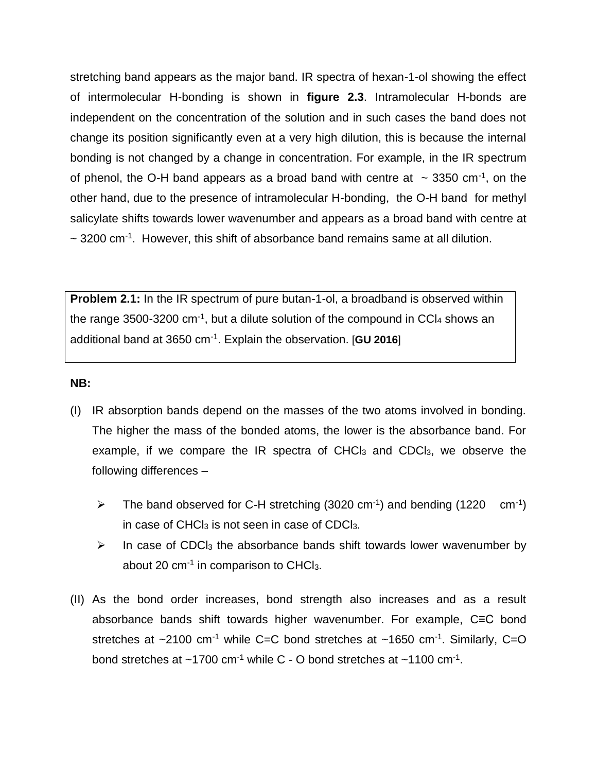stretching band appears as the major band. IR spectra of hexan-1-ol showing the effect of intermolecular H-bonding is shown in **figure 2.3**. Intramolecular H-bonds are independent on the concentration of the solution and in such cases the band does not change its position significantly even at a very high dilution, this is because the internal bonding is not changed by a change in concentration. For example, in the IR spectrum of phenol, the O-H band appears as a broad band with centre at ~ 3350 $cm^{-1}$, on the other hand, due to the presence of intramolecular H-bonding, the O-H band for methyl salicylate shifts towards lower wavenumber and appears as a broad band with centre at ~ 3200 $cm^{-1}$. However, this shift of absorbance band remains same at all dilution.

> **Problem 2.1:** In the IR spectrum of pure butan-1-ol, a broadband is observed within the range 3500-3200 $cm^{-1}$, but a dilute solution of the compound in $CCl_4$ shows an additional band at 3650 $cm^{-1}$. Explain the observation. [**GU 2016**]

**NB:**

(I) IR absorption bands depend on the masses of the two atoms involved in bonding. The higher the mass of the bonded atoms, the lower is the absorbance band. For example, if we compare the IR spectra of $CHCl_3$ and $CDCl_3$, we observe the following differences –

- The band observed for C-H stretching (3020 $cm^{-1}$) and bending (1220 $cm^{-1}$) in case of $CHCl_3$ is not seen in case of $CDCl_3$.
- In case of $CDCl_3$ the absorbance bands shift towards lower wavenumber by about 20 $cm^{-1}$ in comparison to $CHCl_3$.

(II) As the bond order increases, bond strength also increases and as a result absorbance bands shift towards higher wavenumber. For example, C≡C bond stretches at ~2100 $cm^{-1}$ while C=C bond stretches at ~1650 $cm^{-1}$. Similarly, C=O bond stretches at ~1700 $cm^{-1}$ while C - O bond stretches at ~1100 $cm^{-1}$.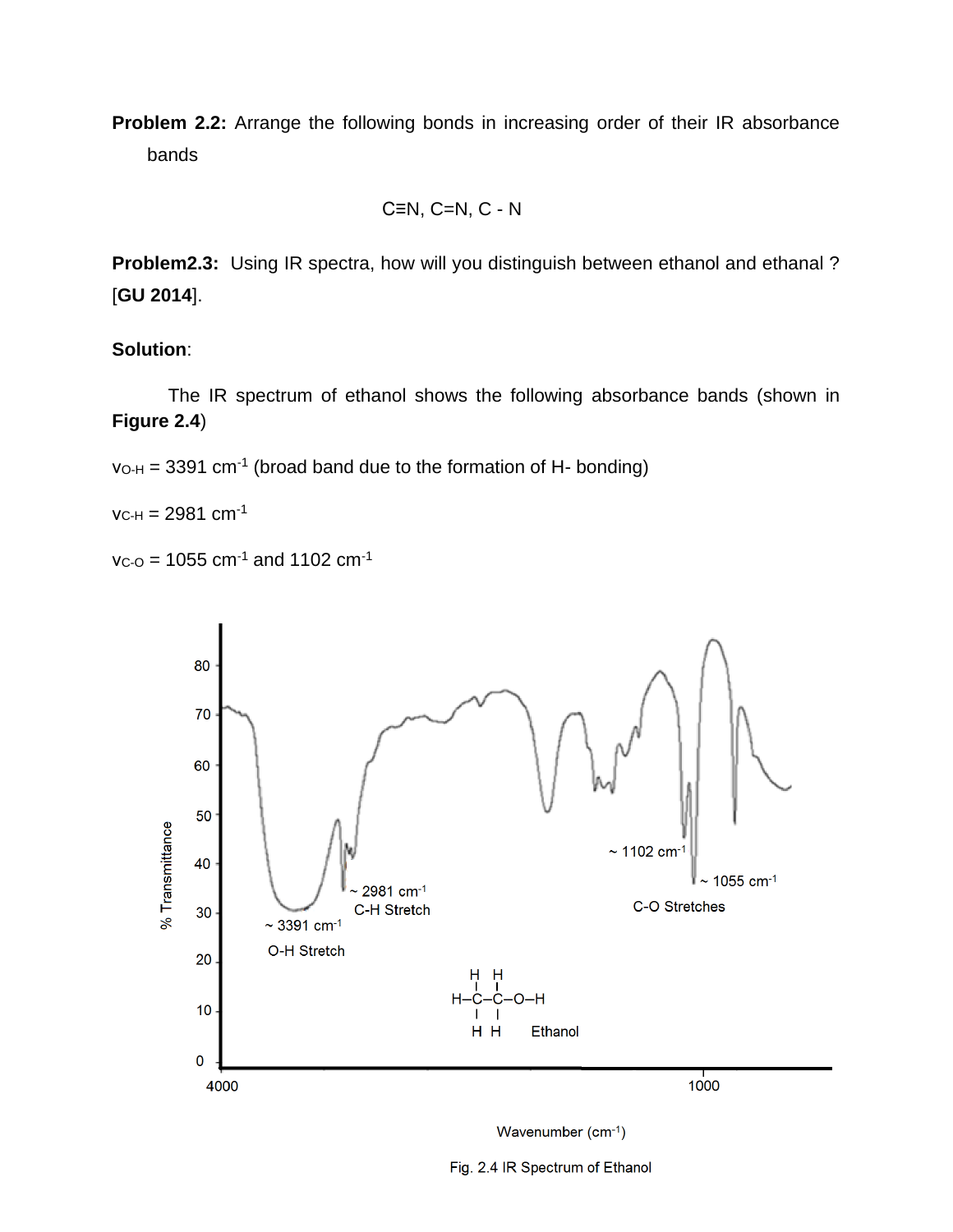**Problem 2.2:** Arrange the following bonds in increasing order of their IR absorbance bands

C≡N, C=N, C - N

**Problem2.3:** Using IR spectra, how will you distinguish between ethanol and ethanal ? [**GU 2014**].

**Solution**:

The IR spectrum of ethanol shows the following absorbance bands (shown in **Figure 2.4**)

$\nu_{O-H}$ = 3391 $cm^{-1}$ (broad band due to the formation of H- bonding)

$\nu_{C-H}$ = 2981 $cm^{-1}$

$\nu_{C-O}$ = 1055 $cm^{-1}$ and 1102 $cm^{-1}$

Fig. 2.4 IR Spectrum of Ethanol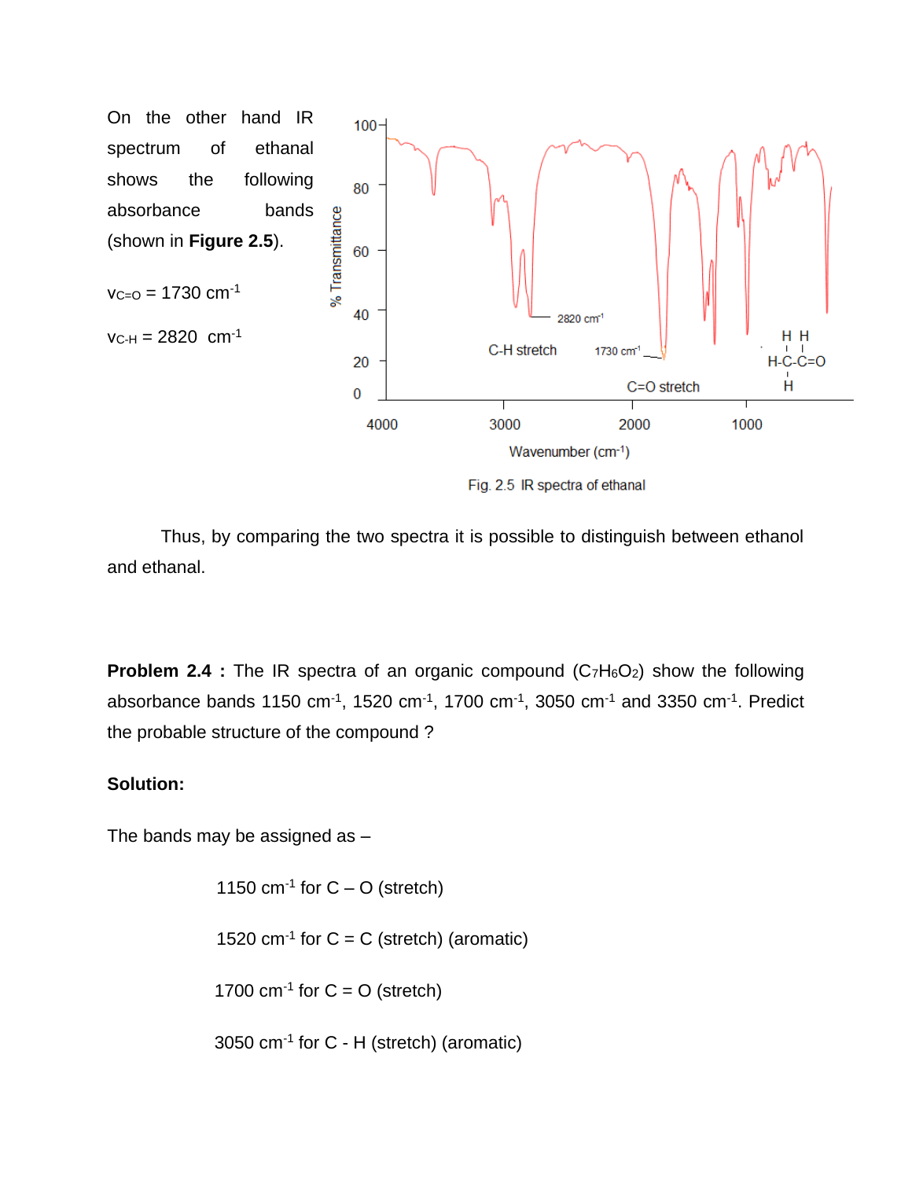On the other hand IR spectrum of ethanal shows the following absorbance bands (shown in **Figure 2.5**).

$\nu_{C=O}$ = 1730 $cm^{-1}$

$\nu_{C-H}$ = 2820 $cm^{-1}$

Fig. 2.5 IR spectra of ethanal

Thus, by comparing the two spectra it is possible to distinguish between ethanol and ethanal.

**Problem 2.4 :** The IR spectra of an organic compound ($C_7H_6O_2$) show the following absorbance bands 1150 $cm^{-1}$, 1520 $cm^{-1}$, 1700 $cm^{-1}$, 3050 $cm^{-1}$ and 3350 $cm^{-1}$. Predict the probable structure of the compound ?

**Solution:**

The bands may be assigned as –

1150 $cm^{-1}$ for C – O (stretch)

1520 $cm^{-1}$ for C = C (stretch) (aromatic)

1700 $cm^{-1}$ for C = O (stretch)

3050 $cm^{-1}$ for C - H (stretch) (aromatic)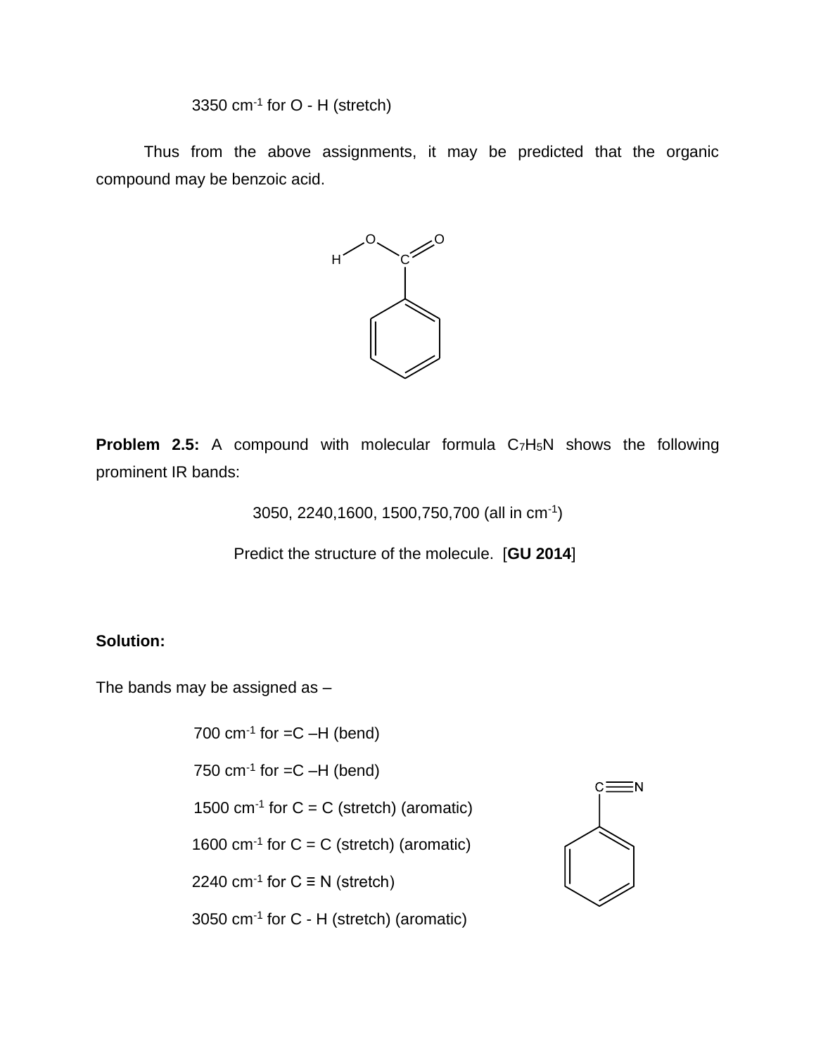3350 cm$^{-1}$ for O - H (stretch)

Thus from the above assignments, it may be predicted that the organic compound may be benzoic acid.

**Problem 2.5:** A compound with molecular formula $C_7H_5N$ shows the following prominent IR bands:

3050, 2240,1600, 1500,750,700 (all in cm$^{-1}$)

Predict the structure of the molecule. [**GU 2014**]

**Solution:**

The bands may be assigned as –

700 cm$^{-1}$ for =C –H (bend)

750 cm$^{-1}$ for =C –H (bend)

1500 cm$^{-1}$ for C = C (stretch) (aromatic)

1600 cm$^{-1}$ for C = C (stretch) (aromatic)

2240 cm$^{-1}$ for C ≡ N (stretch)

3050 cm$^{-1}$ for C - H (stretch) (aromatic)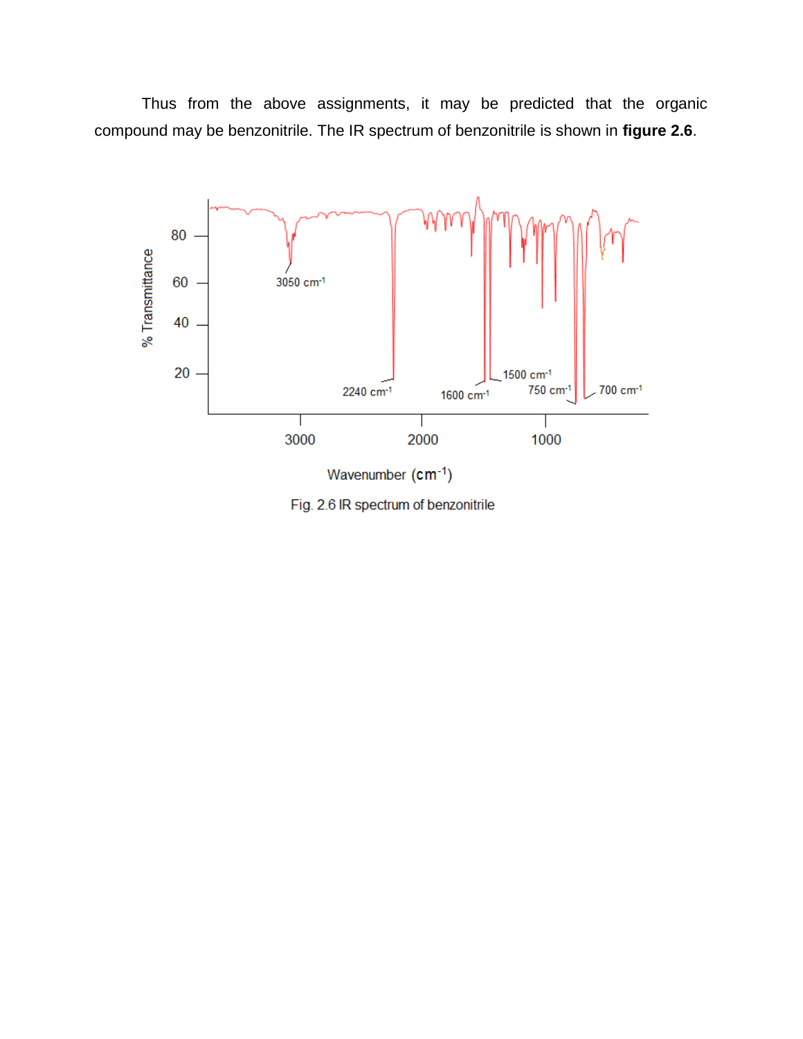Thus from the above assignments, it may be predicted that the organic compound may be benzonitrile. The IR spectrum of benzonitrile is shown in **figure 2.6**.

% Transmittance

80

60

40

20

3050 cm$^{-1}$

2240 cm$^{-1}$

1600 cm$^{-1}$

1500 cm$^{-1}$

750 cm$^{-1}$

700 cm$^{-1}$

3000

2000

1000

Wavenumber (cm$^{-1}$)

Fig. 2.6 IR spectrum of benzonitrile